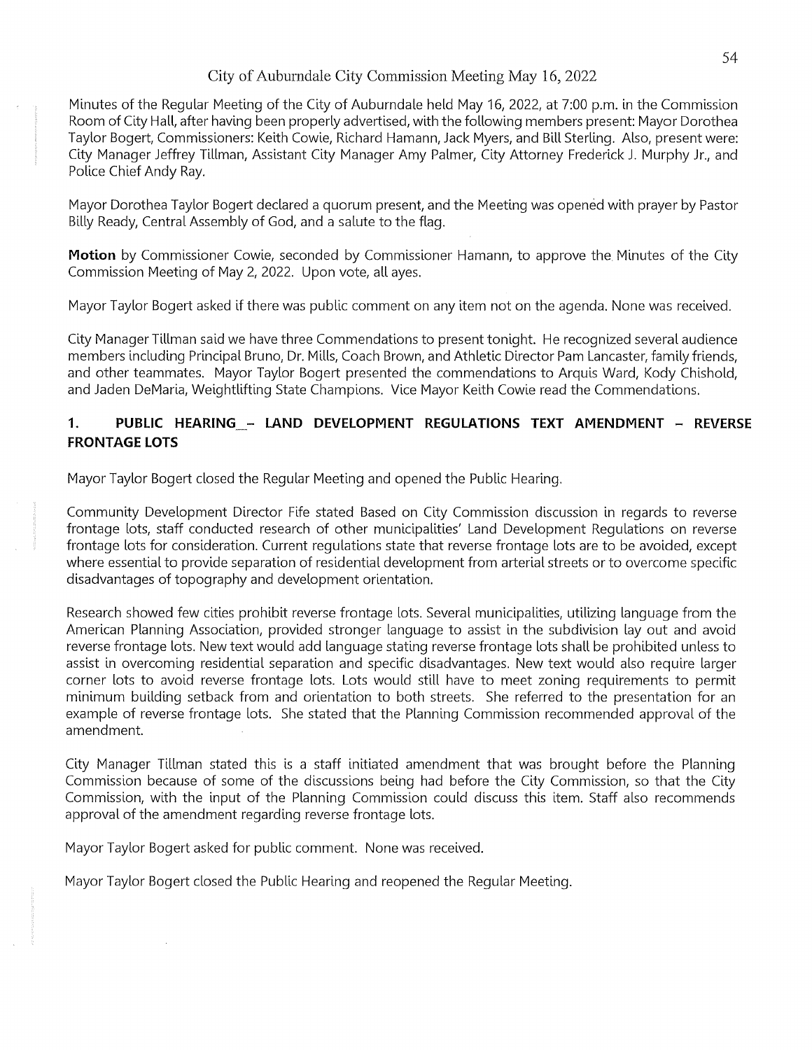# City of Auburndale City Commission Meeting May 16, 2022

Minutes of the Regular Meeting of the City of Auburndale held May 16, 2022, at 7:00 p.m. in the Commission Room of City Hall, after having been properly advertised, with the following members present: Mayor Dorothea Taylor Bogert, Commissioners: Keith Cowie, Richard Hamann, Jack Myers, and Bill Sterling. Also, present were: City Manager Jeffrey Tillman, Assistant City Manager Amy Palmer, City Attorney Frederick J. Murphy Jr., and Police Chief Andy Ray.

Mayor Dorothea Taylor Bogert declared a quorum present, and the Meeting was opened with prayer by Pastor Billy Ready, Central Assembly of God, and a salute to the flag.

**Motion** by Commissioner Cowie, seconded by Commissioner Hamann, to approve the Minutes of the City Commission Meeting of May 2, 2022. Upon vote, all ayes.

Mayor Taylor Bogert asked if there was public comment on any item not on the agenda. None was received.

City Manager Tillman said we have three Commendations to present tonight. He recognized several audience members including Principal Bruno, Dr. Mills, Coach Brown, and Athletic Director Pam Lancaster, family friends, and other teammates. Mayor Taylor Bogert presented the commendations to Arquis Ward, Kody Chishold, and Jaden DeMaria, Weightlifting State Champions. Vice Mayor Keith Cowie read the Commendations.

## 1. PUBLIC HEARING – LAND DEVELOPMENT REGULATIONS TEXT AMENDMENT – REVERSE FRONTAGE LOTS

Mayor Taylor Bogert closed the Regular Meeting and opened the Public Hearing.

Community Development Director Fife stated Based on City Commission discussion in regards to reverse frontage lots, staff conducted research of other municipalities' Land Development Regulations on reverse frontage lots for consideration. Current regulations state that reverse frontage lots are to be avoided, except where essential to provide separation of residential development from arterial streets or to overcome specific disadvantages of topography and development orientation.

Research showed few cities prohibit reverse frontage lots. Several municipalities, utilizing language from the American Planning Association, provided stronger language to assist in the subdivision lay out and avoid reverse frontage lots. New text would add language stating reverse frontage lots shall be prohibited unless to assist in overcoming residential separation and specific disadvantages. New text would also require larger corner lots to avoid reverse frontage lots. Lots would still have to meet zoning requirements to permit minimum building setback from and orientation to both streets. She referred to the presentation for an example of reverse frontage lots. She stated that the Planning Commission recommended approval of the amendment.

City Manager Tillman stated this is a staff initiated amendment that was brought before the Planning Commission because of some of the discussions being had before the City Commission, so that the City Commission, with the input of the Planning Commission could discuss this item. Staff also recommends approval of the amendment regarding reverse frontage lots.

Mayor Taylor Bogert asked for public comment. None was received.

Mayor Taylor Bogert closed the Public Hearing and reopened the Regular Meeting.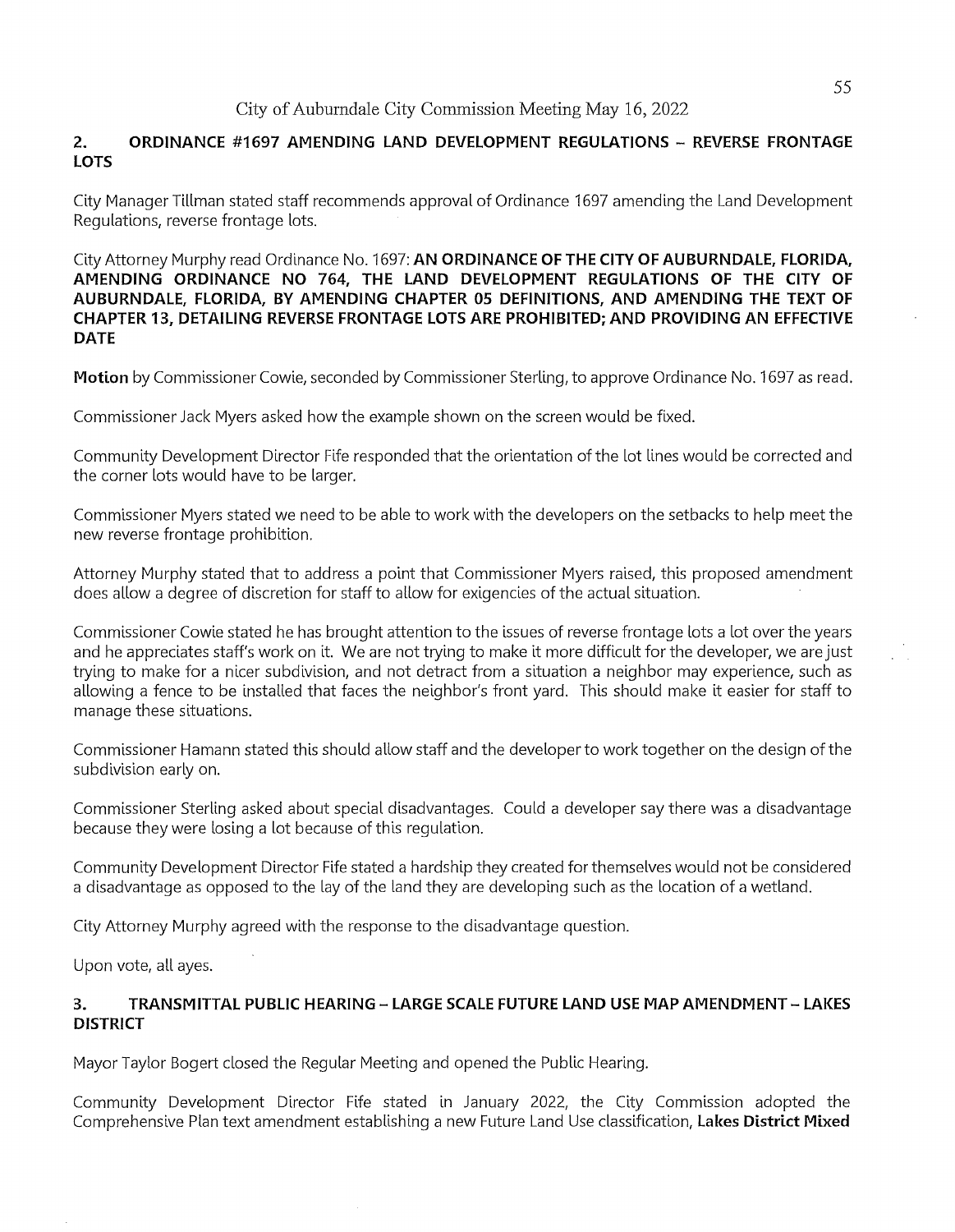City of Auburndale City Commission Meeting May 16, 2022

## 2. ORDINANCE #1697 AMENDING LAND DEVELOPMENT REGULATIONS – REVERSE FRONTAGE LOTS

City Manager Tillman stated staff recommends approval of Ordinance 1697 amending the Land Development Regulations, reverse frontage lots.

City Attorney Murphy read Ordinance No. 1697: **AN ORDINANCE OF THE CITY OF AUBURNDALE, FLORIDA, AMENDING ORDINANCE NO 764, THE LAND DEVELOPMENT REGULATIONS OF THE CITY OF AUBURNDALE, FLORIDA, BY AMENDING CHAPTER 05 DEFINITIONS, AND AMENDING THE TEXT OF CHAPTER 13, DETAILING REVERSE FRONTAGE LOTS ARE PROHIBITED; AND PROVIDING AN EFFECTIVE DATE**

**Motion** by Commissioner Cowie, seconded by Commissioner Sterling, to approve Ordinance No. 1697 as read.

Commissioner Jack Myers asked how the example shown on the screen would be fixed.

Community Development Director Fife responded that the orientation of the lot lines would be corrected and the corner lots would have to be larger.

Commissioner Myers stated we need to be able to work with the developers on the setbacks to help meet the new reverse frontage prohibition.

Attorney Murphy stated that to address a point that Commissioner Myers raised, this proposed amendment does allow a degree of discretion for staff to allow for exigencies of the actual situation.

Commissioner Cowie stated he has brought attention to the issues of reverse frontage lots a lot over the years and he appreciates staff's work on it. We are not trying to make it more difficult for the developer, we are just trying to make for a nicer subdivision, and not detract from a situation a neighbor may experience, such as allowing a fence to be installed that faces the neighbor's front yard. This should make it easier for staff to manage these situations.

Commissioner Hamann stated this should allow staff and the developer to work together on the design of the subdivision early on.

Commissioner Sterling asked about special disadvantages. Could a developer say there was a disadvantage because they were losing a lot because of this regulation.

Community Development Director Fife stated a hardship they created for themselves would not be considered a disadvantage as opposed to the lay of the land they are developing such as the location of a wetland.

City Attorney Murphy agreed with the response to the disadvantage question.

Upon vote, all ayes.

## 3. TRANSMITTAL PUBLIC HEARING – LARGE SCALE FUTURE LAND USE MAP AMENDMENT – LAKES DISTRICT

Mayor Taylor Bogert closed the Regular Meeting and opened the Public Hearing.

Community Development Director Fife stated in January 2022, the City Commission adopted the Comprehensive Plan text amendment establishing a new Future Land Use classification, **Lakes District Mixed**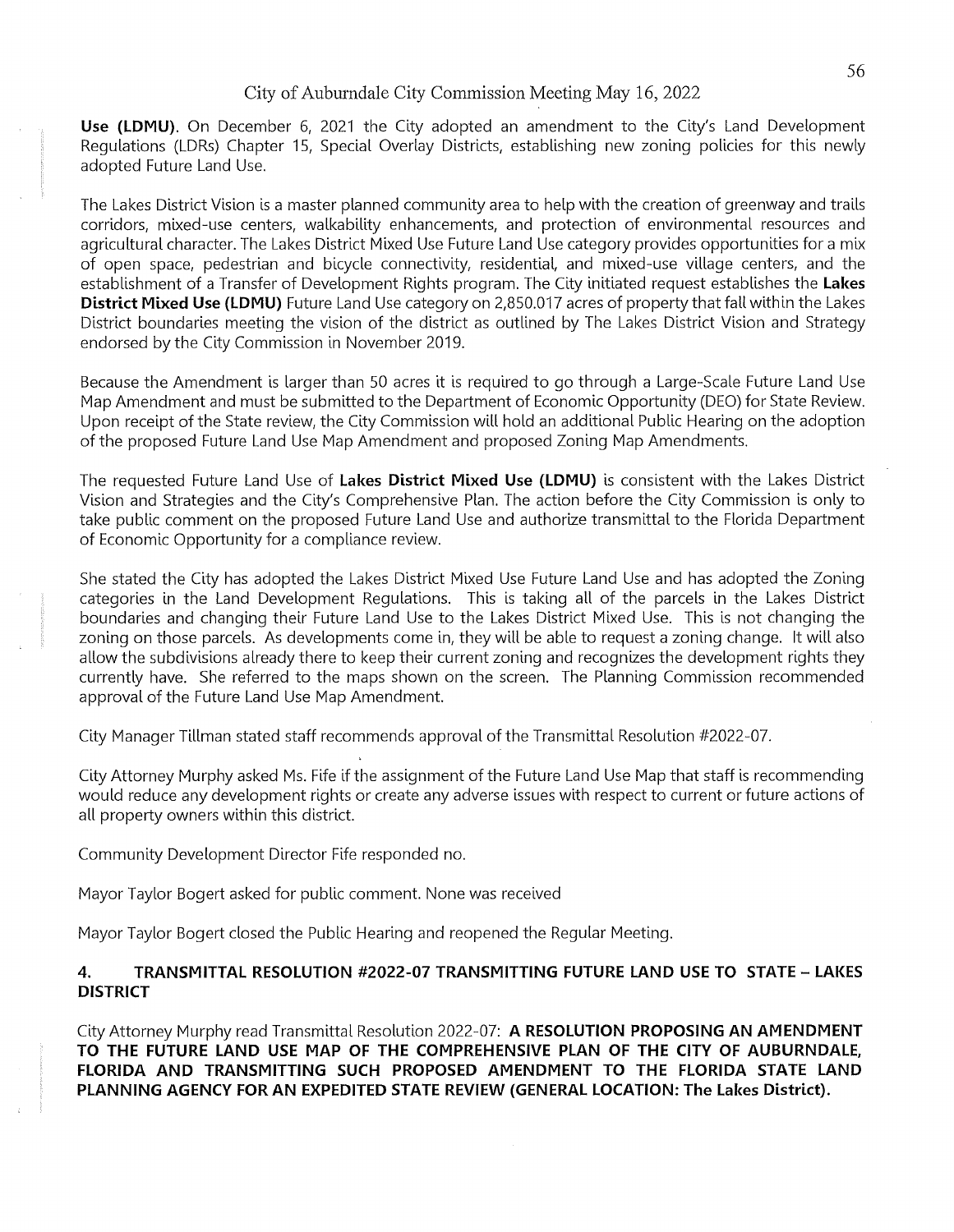**Use (LDMU)**. On December 6, 2021 the City adopted an amendment to the City's Land Development Regulations (LDRs) Chapter 15, Special Overlay Districts, establishing new zoning policies for this newly adopted Future Land Use.

The Lakes District Vision is a master planned community area to help with the creation of greenway and trails corridors, mixed-use centers, walkability enhancements, and protection of environmental resources and agricultural character. The Lakes District Mixed Use Future Land Use category provides opportunities for a mix of open space, pedestrian and bicycle connectivity, residential, and mixed-use village centers, and the establishment of a Transfer of Development Rights program. The City initiated request establishes the **Lakes District Mixed Use (LDMU)** Future Land Use category on 2,850.017 acres of property that fall within the Lakes District boundaries meeting the vision of the district as outlined by The Lakes District Vision and Strategy endorsed by the City Commission in November 2019.

Because the Amendment is larger than 50 acres it is required to go through a Large-Scale Future Land Use Map Amendment and must be submitted to the Department of Economic Opportunity (DEO) for State Review. Upon receipt of the State review, the City Commission will hold an additional Public Hearing on the adoption of the proposed Future Land Use Map Amendment and proposed Zoning Map Amendments.

The requested Future Land Use of **Lakes District Mixed Use (LDMU)** is consistent with the Lakes District Vision and Strategies and the City's Comprehensive Plan. The action before the City Commission is only to take public comment on the proposed Future Land Use and authorize transmittal to the Florida Department of Economic Opportunity for a compliance review.

She stated the City has adopted the Lakes District Mixed Use Future Land Use and has adopted the Zoning categories in the Land Development Regulations. This is taking all of the parcels in the Lakes District boundaries and changing their Future Land Use to the Lakes District Mixed Use. This is not changing the zoning on those parcels. As developments come in, they will be able to request a zoning change. It will also allow the subdivisions already there to keep their current zoning and recognizes the development rights they currently have. She referred to the maps shown on the screen. The Planning Commission recommended approval of the Future Land Use Map Amendment.

City Manager Tillman stated staff recommends approval of the Transmittal Resolution #2022-07.

City Attorney Murphy asked Ms. Fife if the assignment of the Future Land Use Map that staff is recommending would reduce any development rights or create any adverse issues with respect to current or future actions of all property owners within this district.

Community Development Director Fife responded no.

Mayor Taylor Bogert asked for public comment. None was received

Mayor Taylor Bogert closed the Public Hearing and reopened the Regular Meeting.

## 4. TRANSMITTAL RESOLUTION #2022-07 TRANSMITTING FUTURE LAND USE TO STATE – LAKES DISTRICT

City Attorney Murphy read Transmittal Resolution 2022-07: **A RESOLUTION PROPOSING AN AMENDMENT TO THE FUTURE LAND USE MAP OF THE COMPREHENSIVE PLAN OF THE CITY OF AUBURNDALE, FLORIDA AND TRANSMITTING SUCH PROPOSED AMENDMENT TO THE FLORIDA STATE LAND PLANNING AGENCY FOR AN EXPEDITED STATE REVIEW (GENERAL LOCATION: The Lakes District).**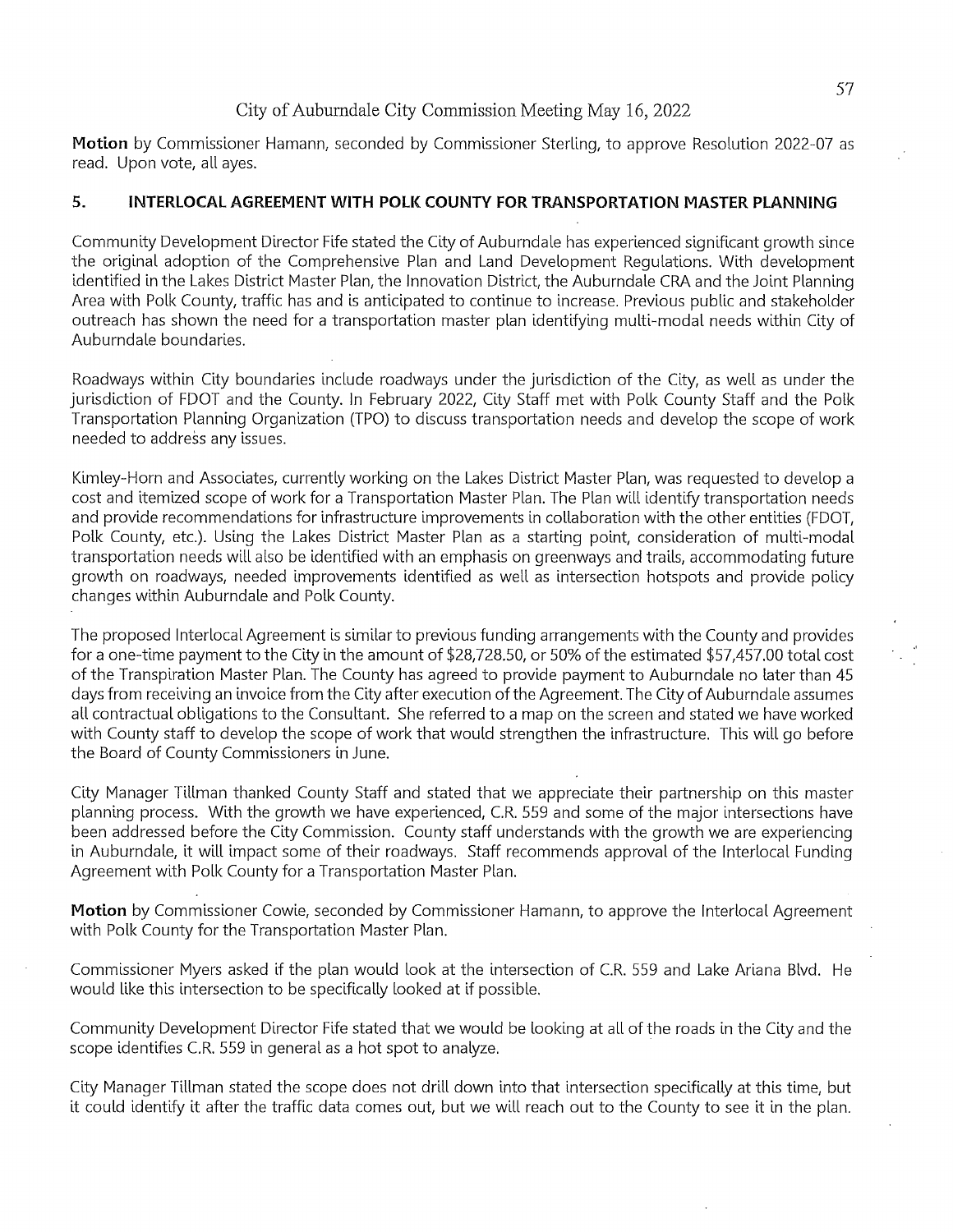**Motion** by Commissioner Hamann, seconded by Commissioner Sterling, to approve Resolution 2022-07 as read. Upon vote, all ayes.

## 5. INTERLOCAL AGREEMENT WITH POLK COUNTY FOR TRANSPORTATION MASTER PLANNING

Community Development Director Fife stated the City of Auburndale has experienced significant growth since the original adoption of the Comprehensive Plan and Land Development Regulations. With development identified in the Lakes District Master Plan, the Innovation District, the Auburndale CRA and the Joint Planning Area with Polk County, traffic has and is anticipated to continue to increase. Previous public and stakeholder outreach has shown the need for a transportation master plan identifying multi-modal needs within City of Auburndale boundaries.

Roadways within City boundaries include roadways under the jurisdiction of the City, as well as under the jurisdiction of FDOT and the County. In February 2022, City Staff met with Polk County Staff and the Polk Transportation Planning Organization (TPO) to discuss transportation needs and develop the scope of work needed to address any issues.

Kimley-Horn and Associates, currently working on the Lakes District Master Plan, was requested to develop a cost and itemized scope of work for a Transportation Master Plan. The Plan will identify transportation needs and provide recommendations for infrastructure improvements in collaboration with the other entities (FDOT, Polk County, etc.). Using the Lakes District Master Plan as a starting point, consideration of multi-modal transportation needs will also be identified with an emphasis on greenways and trails, accommodating future growth on roadways, needed improvements identified as well as intersection hotspots and provide policy changes within Auburndale and Polk County.

The proposed Interlocal Agreement is similar to previous funding arrangements with the County and provides for a one-time payment to the City in the amount of $28,728.50, or 50% of the estimated $57,457.00 total cost of the Transpiration Master Plan. The County has agreed to provide payment to Auburndale no later than 45 days from receiving an invoice from the City after execution of the Agreement. The City of Auburndale assumes all contractual obligations to the Consultant. She referred to a map on the screen and stated we have worked with County staff to develop the scope of work that would strengthen the infrastructure. This will go before the Board of County Commissioners in June.

City Manager Tillman thanked County Staff and stated that we appreciate their partnership on this master planning process. With the growth we have experienced, C.R. 559 and some of the major intersections have been addressed before the City Commission. County staff understands with the growth we are experiencing in Auburndale, it will impact some of their roadways. Staff recommends approval of the Interlocal Funding Agreement with Polk County for a Transportation Master Plan.

**Motion** by Commissioner Cowie, seconded by Commissioner Hamann, to approve the Interlocal Agreement with Polk County for the Transportation Master Plan.

Commissioner Myers asked if the plan would look at the intersection of C.R. 559 and Lake Ariana Blvd. He would like this intersection to be specifically looked at if possible.

Community Development Director Fife stated that we would be looking at all of the roads in the City and the scope identifies C.R. 559 in general as a hot spot to analyze.

City Manager Tillman stated the scope does not drill down into that intersection specifically at this time, but it could identify it after the traffic data comes out, but we will reach out to the County to see it in the plan.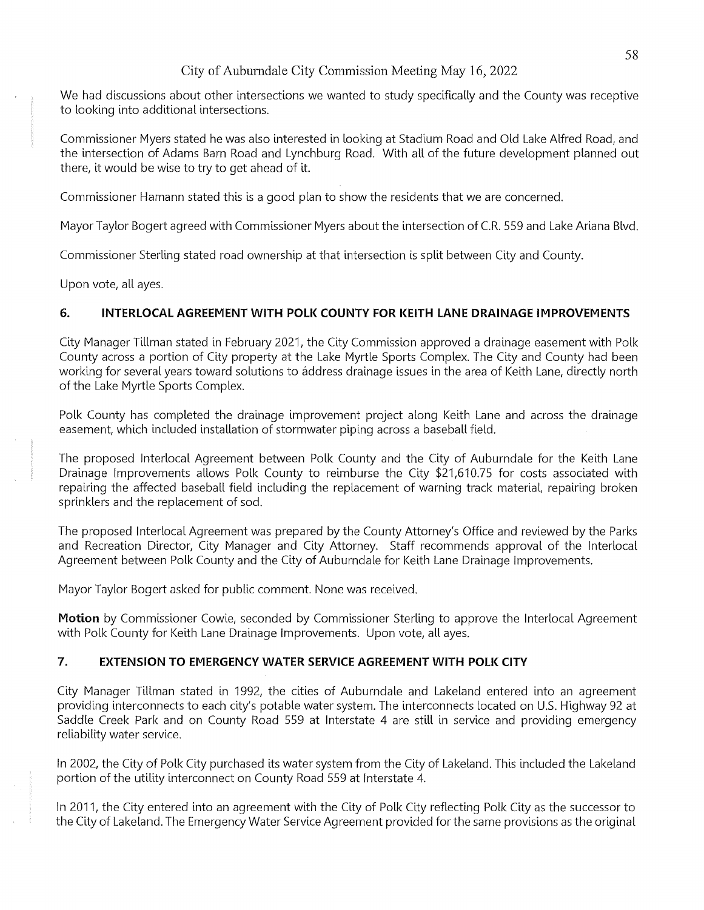We had discussions about other intersections we wanted to study specifically and the County was receptive to looking into additional intersections.

Commissioner Myers stated he was also interested in looking at Stadium Road and Old Lake Alfred Road, and the intersection of Adams Barn Road and Lynchburg Road. With all of the future development planned out there, it would be wise to try to get ahead of it.

Commissioner Hamann stated this is a good plan to show the residents that we are concerned.

Mayor Taylor Bogert agreed with Commissioner Myers about the intersection of C.R. 559 and Lake Ariana Blvd.

Commissioner Sterling stated road ownership at that intersection is split between City and County.

Upon vote, all ayes.

## 6. INTERLOCAL AGREEMENT WITH POLK COUNTY FOR KEITH LANE DRAINAGE IMPROVEMENTS

City Manager Tillman stated in February 2021, the City Commission approved a drainage easement with Polk County across a portion of City property at the Lake Myrtle Sports Complex. The City and County had been working for several years toward solutions to address drainage issues in the area of Keith Lane, directly north of the Lake Myrtle Sports Complex.

Polk County has completed the drainage improvement project along Keith Lane and across the drainage easement, which included installation of stormwater piping across a baseball field.

The proposed Interlocal Agreement between Polk County and the City of Auburndale for the Keith Lane Drainage Improvements allows Polk County to reimburse the City $21,610.75 for costs associated with repairing the affected baseball field including the replacement of warning track material, repairing broken sprinklers and the replacement of sod.

The proposed Interlocal Agreement was prepared by the County Attorney's Office and reviewed by the Parks and Recreation Director, City Manager and City Attorney. Staff recommends approval of the Interlocal Agreement between Polk County and the City of Auburndale for Keith Lane Drainage Improvements.

Mayor Taylor Bogert asked for public comment. None was received.

**Motion** by Commissioner Cowie, seconded by Commissioner Sterling to approve the Interlocal Agreement with Polk County for Keith Lane Drainage Improvements. Upon vote, all ayes.

## 7. EXTENSION TO EMERGENCY WATER SERVICE AGREEMENT WITH POLK CITY

City Manager Tillman stated in 1992, the cities of Auburndale and Lakeland entered into an agreement providing interconnects to each city's potable water system. The interconnects located on U.S. Highway 92 at Saddle Creek Park and on County Road 559 at Interstate 4 are still in service and providing emergency reliability water service.

In 2002, the City of Polk City purchased its water system from the City of Lakeland. This included the Lakeland portion of the utility interconnect on County Road 559 at Interstate 4.

In 2011, the City entered into an agreement with the City of Polk City reflecting Polk City as the successor to the City of Lakeland. The Emergency Water Service Agreement provided for the same provisions as the original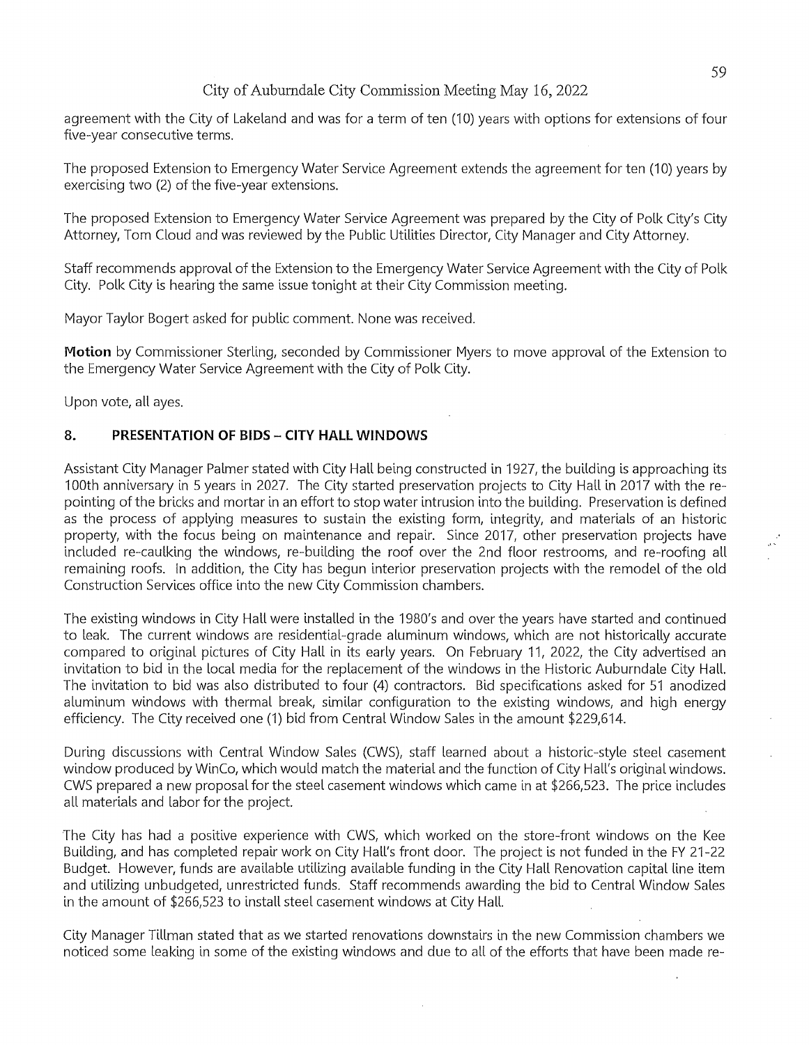agreement with the City of Lakeland and was for a term of ten (10) years with options for extensions of four five-year consecutive terms.

The proposed Extension to Emergency Water Service Agreement extends the agreement for ten (10) years by exercising two (2) of the five-year extensions.

The proposed Extension to Emergency Water Service Agreement was prepared by the City of Polk City's City Attorney, Tom Cloud and was reviewed by the Public Utilities Director, City Manager and City Attorney.

Staff recommends approval of the Extension to the Emergency Water Service Agreement with the City of Polk City. Polk City is hearing the same issue tonight at their City Commission meeting.

Mayor Taylor Bogert asked for public comment. None was received.

**Motion** by Commissioner Sterling, seconded by Commissioner Myers to move approval of the Extension to the Emergency Water Service Agreement with the City of Polk City.

Upon vote, all ayes.

## 8. PRESENTATION OF BIDS – CITY HALL WINDOWS

Assistant City Manager Palmer stated with City Hall being constructed in 1927, the building is approaching its 100th anniversary in 5 years in 2027. The City started preservation projects to City Hall in 2017 with the re-pointing of the bricks and mortar in an effort to stop water intrusion into the building. Preservation is defined as the process of applying measures to sustain the existing form, integrity, and materials of an historic property, with the focus being on maintenance and repair. Since 2017, other preservation projects have included re-caulking the windows, re-building the roof over the 2nd floor restrooms, and re-roofing all remaining roofs. In addition, the City has begun interior preservation projects with the remodel of the old Construction Services office into the new City Commission chambers.

The existing windows in City Hall were installed in the 1980's and over the years have started and continued to leak. The current windows are residential-grade aluminum windows, which are not historically accurate compared to original pictures of City Hall in its early years. On February 11, 2022, the City advertised an invitation to bid in the local media for the replacement of the windows in the Historic Auburndale City Hall. The invitation to bid was also distributed to four (4) contractors. Bid specifications asked for 51 anodized aluminum windows with thermal break, similar configuration to the existing windows, and high energy efficiency. The City received one (1) bid from Central Window Sales in the amount $229,614.

During discussions with Central Window Sales (CWS), staff learned about a historic-style steel casement window produced by WinCo, which would match the material and the function of City Hall's original windows. CWS prepared a new proposal for the steel casement windows which came in at $266,523. The price includes all materials and labor for the project.

The City has had a positive experience with CWS, which worked on the store-front windows on the Kee Building, and has completed repair work on City Hall's front door. The project is not funded in the FY 21-22 Budget. However, funds are available utilizing available funding in the City Hall Renovation capital line item and utilizing unbudgeted, unrestricted funds. Staff recommends awarding the bid to Central Window Sales in the amount of $266,523 to install steel casement windows at City Hall.

City Manager Tillman stated that as we started renovations downstairs in the new Commission chambers we noticed some leaking in some of the existing windows and due to all of the efforts that have been made re-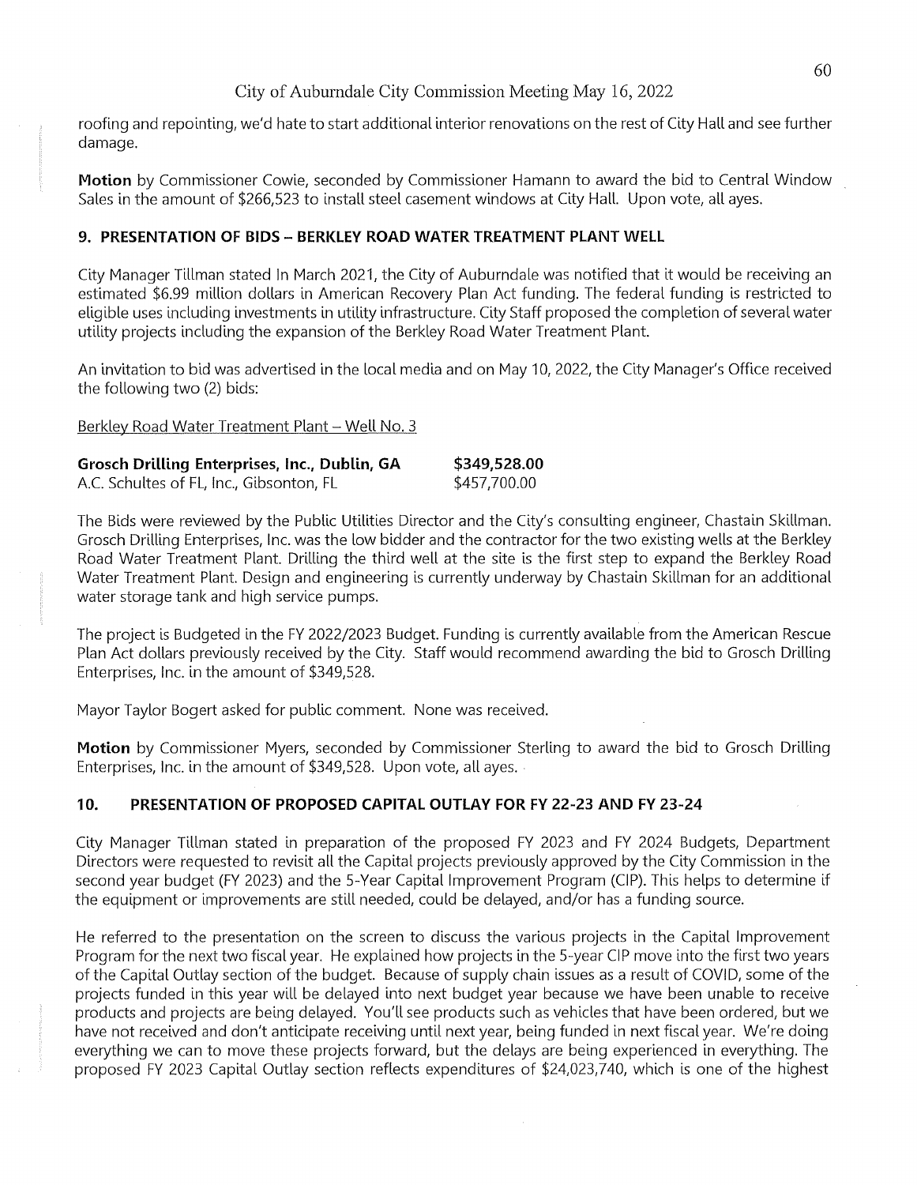roofing and repointing, we'd hate to start additional interior renovations on the rest of City Hall and see further damage.

**Motion** by Commissioner Cowie, seconded by Commissioner Hamann to award the bid to Central Window Sales in the amount of $266,523 to install steel casement windows at City Hall. Upon vote, all ayes.

## 9. PRESENTATION OF BIDS – BERKLEY ROAD WATER TREATMENT PLANT WELL

City Manager Tillman stated In March 2021, the City of Auburndale was notified that it would be receiving an estimated $6.99 million dollars in American Recovery Plan Act funding. The federal funding is restricted to eligible uses including investments in utility infrastructure. City Staff proposed the completion of several water utility projects including the expansion of the Berkley Road Water Treatment Plant.

An invitation to bid was advertised in the local media and on May 10, 2022, the City Manager's Office received the following two (2) bids:

Berkley Road Water Treatment Plant – Well No. 3

| | |
|---|---|
| **Grosch Drilling Enterprises, Inc., Dublin, GA** | **$349,528.00** |
| A.C. Schultes of FL, Inc., Gibsonton, FL | $457,700.00 |

The Bids were reviewed by the Public Utilities Director and the City's consulting engineer, Chastain Skillman. Grosch Drilling Enterprises, Inc. was the low bidder and the contractor for the two existing wells at the Berkley Road Water Treatment Plant. Drilling the third well at the site is the first step to expand the Berkley Road Water Treatment Plant. Design and engineering is currently underway by Chastain Skillman for an additional water storage tank and high service pumps.

The project is Budgeted in the FY 2022/2023 Budget. Funding is currently available from the American Rescue Plan Act dollars previously received by the City. Staff would recommend awarding the bid to Grosch Drilling Enterprises, Inc. in the amount of $349,528.

Mayor Taylor Bogert asked for public comment. None was received.

**Motion** by Commissioner Myers, seconded by Commissioner Sterling to award the bid to Grosch Drilling Enterprises, Inc. in the amount of $349,528. Upon vote, all ayes.

## 10. PRESENTATION OF PROPOSED CAPITAL OUTLAY FOR FY 22-23 AND FY 23-24

City Manager Tillman stated in preparation of the proposed FY 2023 and FY 2024 Budgets, Department Directors were requested to revisit all the Capital projects previously approved by the City Commission in the second year budget (FY 2023) and the 5-Year Capital Improvement Program (CIP). This helps to determine if the equipment or improvements are still needed, could be delayed, and/or has a funding source.

He referred to the presentation on the screen to discuss the various projects in the Capital Improvement Program for the next two fiscal year. He explained how projects in the 5-year CIP move into the first two years of the Capital Outlay section of the budget. Because of supply chain issues as a result of COVID, some of the projects funded in this year will be delayed into next budget year because we have been unable to receive products and projects are being delayed. You'll see products such as vehicles that have been ordered, but we have not received and don't anticipate receiving until next year, being funded in next fiscal year. We're doing everything we can to move these projects forward, but the delays are being experienced in everything. The proposed FY 2023 Capital Outlay section reflects expenditures of $24,023,740, which is one of the highest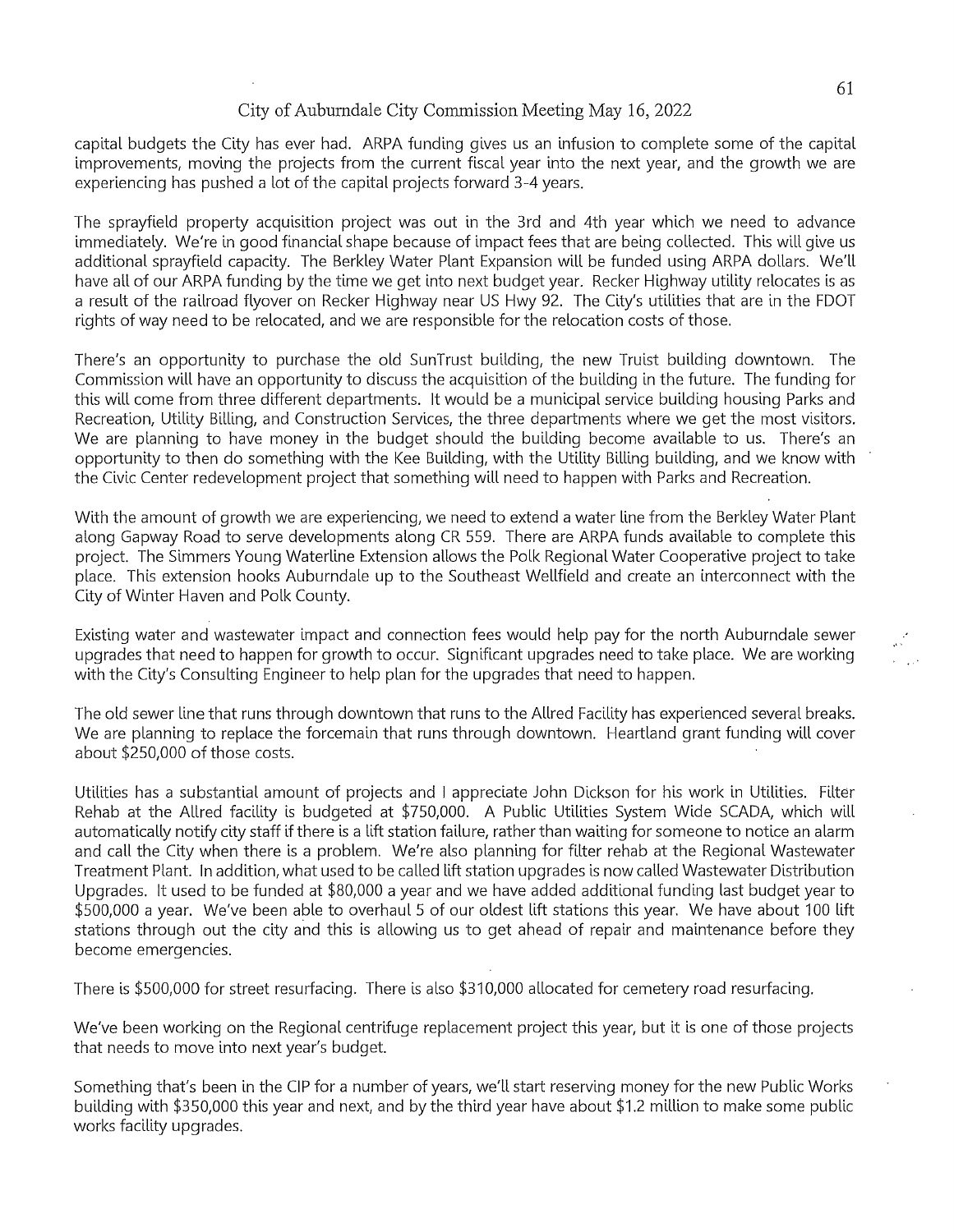capital budgets the City has ever had. ARPA funding gives us an infusion to complete some of the capital improvements, moving the projects from the current fiscal year into the next year, and the growth we are experiencing has pushed a lot of the capital projects forward 3-4 years.

The sprayfield property acquisition project was out in the 3rd and 4th year which we need to advance immediately. We're in good financial shape because of impact fees that are being collected. This will give us additional sprayfield capacity. The Berkley Water Plant Expansion will be funded using ARPA dollars. We'll have all of our ARPA funding by the time we get into next budget year. Recker Highway utility relocates is as a result of the railroad flyover on Recker Highway near US Hwy 92. The City's utilities that are in the FDOT rights of way need to be relocated, and we are responsible for the relocation costs of those.

There's an opportunity to purchase the old SunTrust building, the new Truist building downtown. The Commission will have an opportunity to discuss the acquisition of the building in the future. The funding for this will come from three different departments. It would be a municipal service building housing Parks and Recreation, Utility Billing, and Construction Services, the three departments where we get the most visitors. We are planning to have money in the budget should the building become available to us. There's an opportunity to then do something with the Kee Building, with the Utility Billing building, and we know with the Civic Center redevelopment project that something will need to happen with Parks and Recreation.

With the amount of growth we are experiencing, we need to extend a water line from the Berkley Water Plant along Gapway Road to serve developments along CR 559. There are ARPA funds available to complete this project. The Simmers Young Waterline Extension allows the Polk Regional Water Cooperative project to take place. This extension hooks Auburndale up to the Southeast Wellfield and create an interconnect with the City of Winter Haven and Polk County.

Existing water and wastewater impact and connection fees would help pay for the north Auburndale sewer upgrades that need to happen for growth to occur. Significant upgrades need to take place. We are working with the City's Consulting Engineer to help plan for the upgrades that need to happen.

The old sewer line that runs through downtown that runs to the Allred Facility has experienced several breaks. We are planning to replace the forcemain that runs through downtown. Heartland grant funding will cover about $250,000 of those costs.

Utilities has a substantial amount of projects and I appreciate John Dickson for his work in Utilities. Filter Rehab at the Allred facility is budgeted at $750,000. A Public Utilities System Wide SCADA, which will automatically notify city staff if there is a lift station failure, rather than waiting for someone to notice an alarm and call the City when there is a problem. We're also planning for filter rehab at the Regional Wastewater Treatment Plant. In addition, what used to be called lift station upgrades is now called Wastewater Distribution Upgrades. It used to be funded at $80,000 a year and we have added additional funding last budget year to $500,000 a year. We've been able to overhaul 5 of our oldest lift stations this year. We have about 100 lift stations through out the city and this is allowing us to get ahead of repair and maintenance before they become emergencies.

There is $500,000 for street resurfacing. There is also $310,000 allocated for cemetery road resurfacing.

We've been working on the Regional centrifuge replacement project this year, but it is one of those projects that needs to move into next year's budget.

Something that's been in the CIP for a number of years, we'll start reserving money for the new Public Works building with $350,000 this year and next, and by the third year have about $1.2 million to make some public works facility upgrades.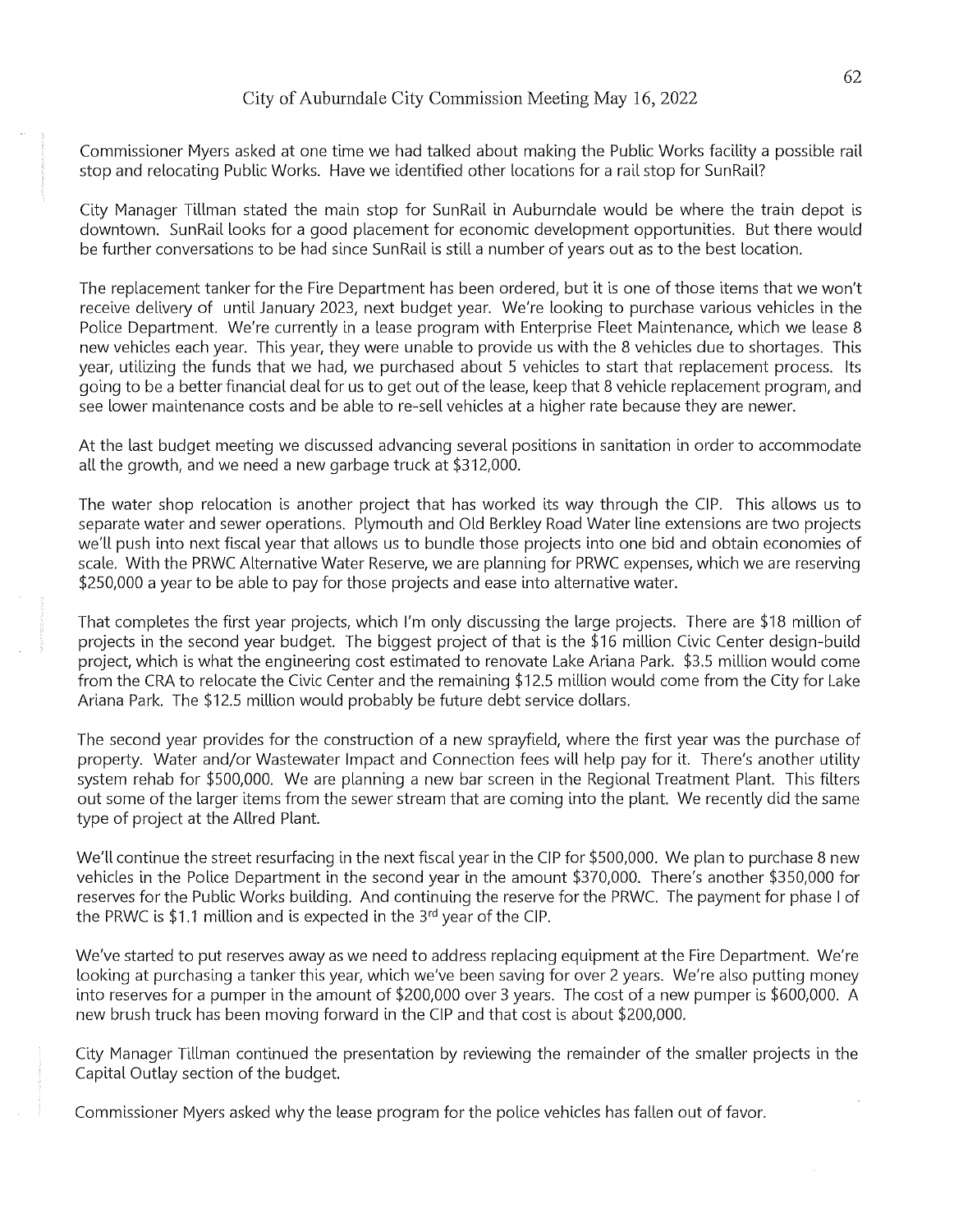Commissioner Myers asked at one time we had talked about making the Public Works facility a possible rail stop and relocating Public Works. Have we identified other locations for a rail stop for SunRail?

City Manager Tillman stated the main stop for SunRail in Auburndale would be where the train depot is downtown. SunRail looks for a good placement for economic development opportunities. But there would be further conversations to be had since SunRail is still a number of years out as to the best location.

The replacement tanker for the Fire Department has been ordered, but it is one of those items that we won't receive delivery of until January 2023, next budget year. We're looking to purchase various vehicles in the Police Department. We're currently in a lease program with Enterprise Fleet Maintenance, which we lease 8 new vehicles each year. This year, they were unable to provide us with the 8 vehicles due to shortages. This year, utilizing the funds that we had, we purchased about 5 vehicles to start that replacement process. Its going to be a better financial deal for us to get out of the lease, keep that 8 vehicle replacement program, and see lower maintenance costs and be able to re-sell vehicles at a higher rate because they are newer.

At the last budget meeting we discussed advancing several positions in sanitation in order to accommodate all the growth, and we need a new garbage truck at $312,000.

The water shop relocation is another project that has worked its way through the CIP. This allows us to separate water and sewer operations. Plymouth and Old Berkley Road Water line extensions are two projects we'll push into next fiscal year that allows us to bundle those projects into one bid and obtain economies of scale. With the PRWC Alternative Water Reserve, we are planning for PRWC expenses, which we are reserving $250,000 a year to be able to pay for those projects and ease into alternative water.

That completes the first year projects, which I'm only discussing the large projects. There are $18 million of projects in the second year budget. The biggest project of that is the $16 million Civic Center design-build project, which is what the engineering cost estimated to renovate Lake Ariana Park. $3.5 million would come from the CRA to relocate the Civic Center and the remaining $12.5 million would come from the City for Lake Ariana Park. The $12.5 million would probably be future debt service dollars.

The second year provides for the construction of a new sprayfield, where the first year was the purchase of property. Water and/or Wastewater Impact and Connection fees will help pay for it. There's another utility system rehab for $500,000. We are planning a new bar screen in the Regional Treatment Plant. This filters out some of the larger items from the sewer stream that are coming into the plant. We recently did the same type of project at the Allred Plant.

We'll continue the street resurfacing in the next fiscal year in the CIP for $500,000. We plan to purchase 8 new vehicles in the Police Department in the second year in the amount $370,000. There's another $350,000 for reserves for the Public Works building. And continuing the reserve for the PRWC. The payment for phase I of the PRWC is $1.1 million and is expected in the 3rd year of the CIP.

We've started to put reserves away as we need to address replacing equipment at the Fire Department. We're looking at purchasing a tanker this year, which we've been saving for over 2 years. We're also putting money into reserves for a pumper in the amount of $200,000 over 3 years. The cost of a new pumper is $600,000. A new brush truck has been moving forward in the CIP and that cost is about $200,000.

City Manager Tillman continued the presentation by reviewing the remainder of the smaller projects in the Capital Outlay section of the budget.

Commissioner Myers asked why the lease program for the police vehicles has fallen out of favor.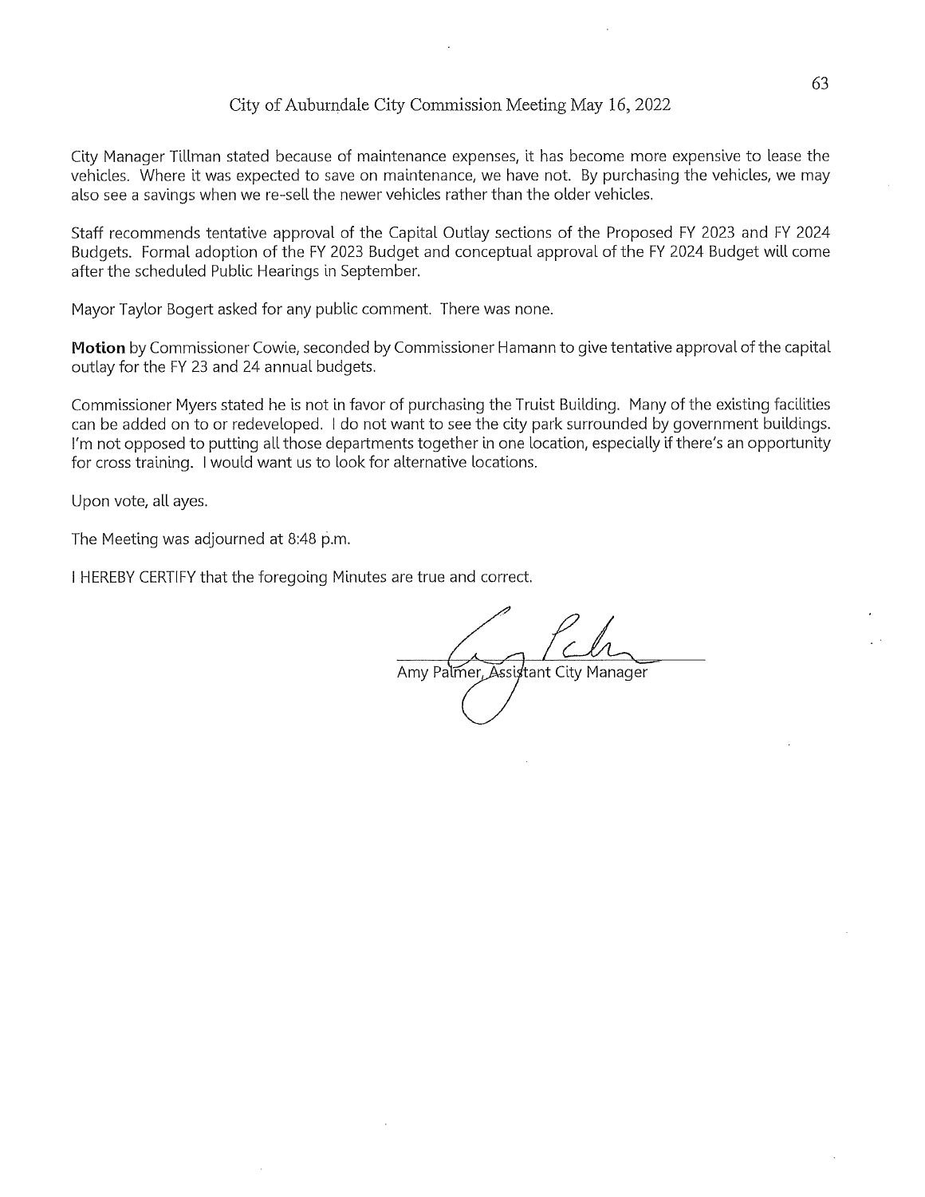City Manager Tillman stated because of maintenance expenses, it has become more expensive to lease the vehicles. Where it was expected to save on maintenance, we have not. By purchasing the vehicles, we may also see a savings when we re-sell the newer vehicles rather than the older vehicles.

Staff recommends tentative approval of the Capital Outlay sections of the Proposed FY 2023 and FY 2024 Budgets. Formal adoption of the FY 2023 Budget and conceptual approval of the FY 2024 Budget will come after the scheduled Public Hearings in September.

Mayor Taylor Bogert asked for any public comment. There was none.

**Motion** by Commissioner Cowie, seconded by Commissioner Hamann to give tentative approval of the capital outlay for the FY 23 and 24 annual budgets.

Commissioner Myers stated he is not in favor of purchasing the Truist Building. Many of the existing facilities can be added on to or redeveloped. I do not want to see the city park surrounded by government buildings. I'm not opposed to putting all those departments together in one location, especially if there's an opportunity for cross training. I would want us to look for alternative locations.

Upon vote, all ayes.

The Meeting was adjourned at 8:48 p.m.

I HEREBY CERTIFY that the foregoing Minutes are true and correct.

Amy Palmer, Assistant City Manager